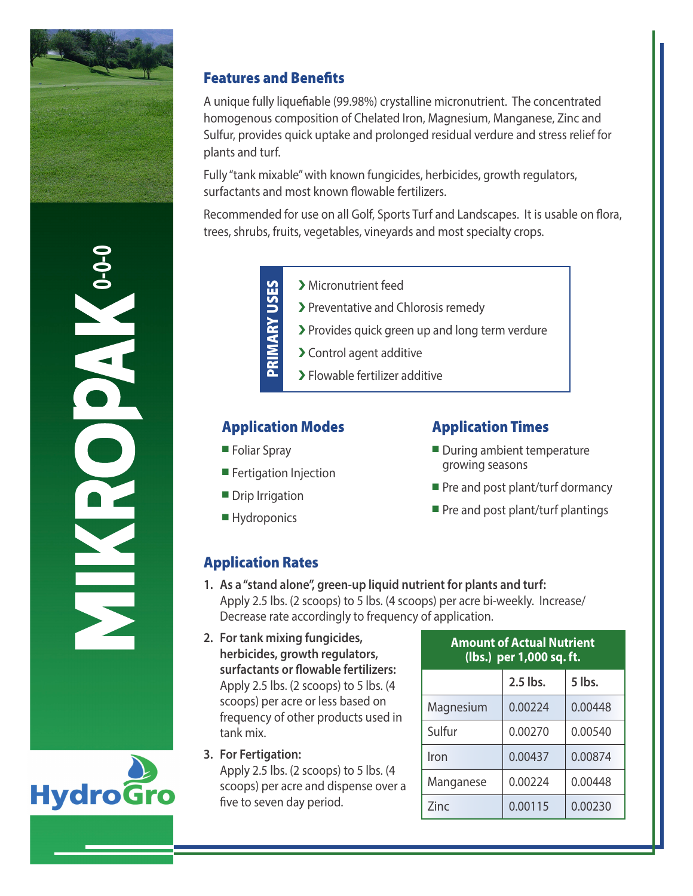# MIKROPAK 0-0-0

HydroGro

## Features and Benefits

A unique fully liquefiable (99.98%) crystalline micronutrient. The concentrated homogenous composition of Chelated Iron, Magnesium, Manganese, Zinc and Sulfur, provides quick uptake and prolonged residual verdure and stress relief for plants and turf.

Fully "tank mixable" with known fungicides, herbicides, growth regulators, surfactants and most known flowable fertilizers.

Recommended for use on all Golf, Sports Turf and Landscapes. It is usable on flora, trees, shrubs, fruits, vegetables, vineyards and most specialty crops.

**PRIMARY USES**

- Micronutrient feed
- Preventative and Chlorosis remedy
- Provides quick green up and long term verdure
- Control agent additive
- Flowable fertilizer additive

## Application Modes

- Foliar Spray
- Fertigation Injection
- Drip Irrigation
- Hydroponics

## Application Times

- During ambient temperature growing seasons
- Pre and post plant/turf dormancy
- Pre and post plant/turf plantings

## Application Rates

1. **As a "stand alone", green-up liquid nutrient for plants and turf:** Apply 2.5 lbs. (2 scoops) to 5 lbs. (4 scoops) per acre bi-weekly. Increase/ Decrease rate accordingly to frequency of application.
2. **For tank mixing fungicides, herbicides, growth regulators, surfactants or flowable fertilizers:** Apply 2.5 lbs. (2 scoops) to 5 lbs. (4 scoops) per acre or less based on frequency of other products used in tank mix.
3. **For Fertigation:** Apply 2.5 lbs. (2 scoops) to 5 lbs. (4 scoops) per acre and dispense over a five to seven day period.

| Amount of Actual Nutrient (lbs.) per 1,000 sq. ft. | | |
|---|---|---|
| | 2.5 lbs. | 5 lbs. |
| Magnesium | 0.00224 | 0.00448 |
| Sulfur | 0.00270 | 0.00540 |
| Iron | 0.00437 | 0.00874 |
| Manganese | 0.00224 | 0.00448 |
| Zinc | 0.00115 | 0.00230 |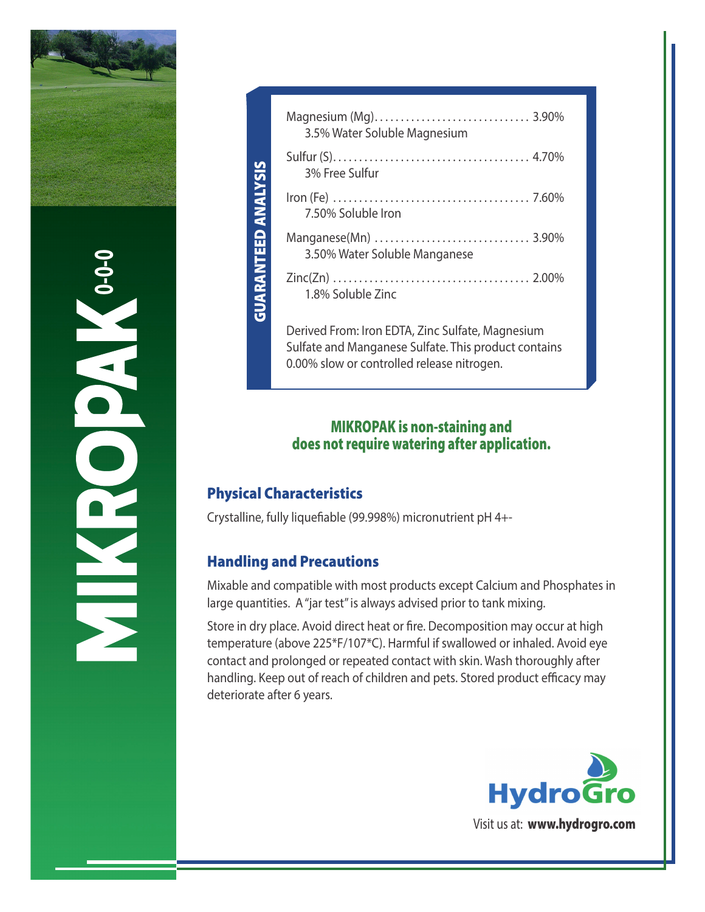# MIKROPAK 0-0-0

## GUARANTEED ANALYSIS

Magnesium (Mg)............................. 3.90%
   3.5% Water Soluble Magnesium

Sulfur (S)..................................... 4.70%
   3% Free Sulfur

Iron (Fe) ..................................... 7.60%
   7.50% Soluble Iron

Manganese(Mn) ............................. 3.90%
   3.50% Water Soluble Manganese

Zinc(Zn) ...................................... 2.00%
   1.8% Soluble Zinc

Derived From: Iron EDTA, Zinc Sulfate, Magnesium Sulfate and Manganese Sulfate. This product contains 0.00% slow or controlled release nitrogen.

**MIKROPAK is non-staining and does not require watering after application.**

### Physical Characteristics

Crystalline, fully liquefiable (99.998%) micronutrient pH 4+-

### Handling and Precautions

Mixable and compatible with most products except Calcium and Phosphates in large quantities. A "jar test" is always advised prior to tank mixing.

Store in dry place. Avoid direct heat or fire. Decomposition may occur at high temperature (above 225*F/107*C). Harmful if swallowed or inhaled. Avoid eye contact and prolonged or repeated contact with skin. Wash thoroughly after handling. Keep out of reach of children and pets. Stored product efficacy may deteriorate after 6 years.

HydroGro

Visit us at: **www.hydrogro.com**